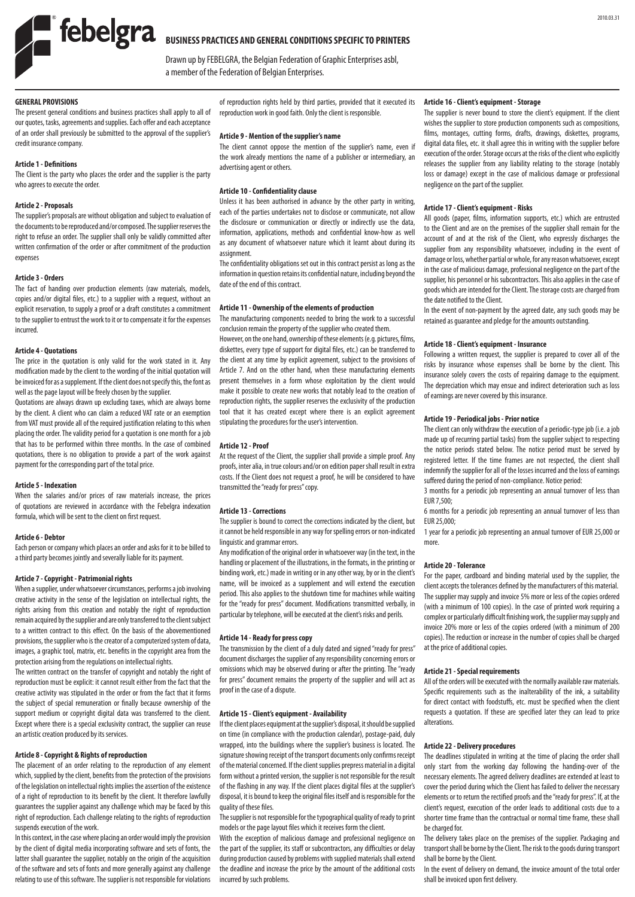# BUSINESS PRACTICES AND GENERAL CONDITIONS SPECIFIC TO PRINTERS

Drawn up by FEBELGRA, the Belgian Federation of Graphic Enterprises asbl, a member of the Federation of Belgian Enterprises.

2010.03.31

### GENERAL PROVISIONS

The present general conditions and business practices shall apply to all of our quotes, tasks, agreements and supplies. Each offer and each acceptance of an order shall previously be submitted to the approval of the supplier's credit insurance company.

### Article 1 - Definitions

The Client is the party who places the order and the supplier is the party who agrees to execute the order.

### Article 2 - Proposals

The supplier's proposals are without obligation and subject to evaluation of the documents to be reproduced and/or composed. The supplier reserves the right to refuse an order. The supplier shall only be validly committed after written confirmation of the order or after commitment of the production expenses

### Article 3 - Orders

The fact of handing over production elements (raw materials, models, copies and/or digital files, etc.) to a supplier with a request, without an explicit reservation, to supply a proof or a draft constitutes a commitment to the supplier to entrust the work to it or to compensate it for the expenses incurred.

### Article 4 - Quotations

The price in the quotation is only valid for the work stated in it. Any modification made by the client to the wording of the initial quotation will be invoiced for as a supplement. If the client does not specify this, the font as well as the page layout will be freely chosen by the supplier.

Quotations are always drawn up excluding taxes, which are always borne by the client. A client who can claim a reduced VAT rate or an exemption from VAT must provide all of the required justification relating to this when placing the order. The validity period for a quotation is one month for a job that has to be performed within three months. In the case of combined quotations, there is no obligation to provide a part of the work against payment for the corresponding part of the total price.

### Article 5 - Indexation

When the salaries and/or prices of raw materials increase, the prices of quotations are reviewed in accordance with the Febelgra indexation formula, which will be sent to the client on first request.

### Article 6 - Debtor

Each person or company which places an order and asks for it to be billed to a third party becomes jointly and severally liable for its payment.

### Article 7 - Copyright - Patrimonial rights

When a supplier, under whatsoever circumstances, performs a job involving creative activity in the sense of the legislation on intellectual rights, the rights arising from this creation and notably the right of reproduction remain acquired by the supplier and are only transferred to the client subject to a written contract to this effect. On the basis of the abovementioned provisions, the supplier who is the creator of a computerized system of data, images, a graphic tool, matrix, etc. benefits in the copyright area from the protection arising from the regulations on intellectual rights.

The written contract on the transfer of copyright and notably the right of reproduction must be explicit: it cannot result either from the fact that the creative activity was stipulated in the order or from the fact that it forms the subject of special remuneration or finally because ownership of the support medium or copyright digital data was transferred to the client. Except where there is a special exclusivity contract, the supplier can reuse an artistic creation produced by its services.

### Article 8 - Copyright & Rights of reproduction

The placement of an order relating to the reproduction of any element which, supplied by the client, benefits from the protection of the provisions of the legislation on intellectual rights implies the assertion of the existence of a right of reproduction to its benefit by the client. It therefore lawfully guarantees the supplier against any challenge which may be faced by this right of reproduction. Each challenge relating to the rights of reproduction suspends execution of the work.

In this context, in the case where placing an order would imply the provision by the client of digital media incorporating software and sets of fonts, the latter shall guarantee the supplier, notably on the origin of the acquisition of the software and sets of fonts and more generally against any challenge relating to use of this software. The supplier is not responsible for violations of reproduction rights held by third parties, provided that it executed its reproduction work in good faith. Only the client is responsible.

### Article 9 - Mention of the supplier's name

The client cannot oppose the mention of the supplier's name, even if the work already mentions the name of a publisher or intermediary, an advertising agent or others.

### Article 10 - Confidentiality clause

Unless it has been authorised in advance by the other party in writing, each of the parties undertakes not to disclose or communicate, not allow the disclosure or communication or directly or indirectly use the data, information, applications, methods and confidential know-how as well as any document of whatsoever nature which it learnt about during its assignment.

The confidentiality obligations set out in this contract persist as long as the information in question retains its confidential nature, including beyond the date of the end of this contract.

### Article 11 - Ownership of the elements of production

The manufacturing components needed to bring the work to a successful conclusion remain the property of the supplier who created them.

However, on the one hand, ownership of these elements (e.g. pictures, films, diskettes, every type of support for digital files, etc.) can be transferred to the client at any time by explicit agreement, subject to the provisions of Article 7. And on the other hand, when these manufacturing elements present themselves in a form whose exploitation by the client would make it possible to create new works that notably lead to the creation of reproduction rights, the supplier reserves the exclusivity of the production tool that it has created except where there is an explicit agreement stipulating the procedures for the user's intervention.

### Article 12 - Proof

At the request of the Client, the supplier shall provide a simple proof. Any proofs, inter alia, in true colours and/or on edition paper shall result in extra costs. If the Client does not request a proof, he will be considered to have transmitted the "ready for press" copy.

### Article 13 - Corrections

The supplier is bound to correct the corrections indicated by the client, but it cannot be held responsible in any way for spelling errors or non-indicated linguistic and grammar errors.

Any modification of the original order in whatsoever way (in the text, in the handling or placement of the illustrations, in the formats, in the printing or binding work, etc.) made in writing or in any other way, by or in the client's name, will be invoiced as a supplement and will extend the execution period. This also applies to the shutdown time for machines while waiting for the "ready for press" document. Modifications transmitted verbally, in particular by telephone, will be executed at the client's risks and perils.

### Article 14 - Ready for press copy

The transmission by the client of a duly dated and signed "ready for press" document discharges the supplier of any responsibility concerning errors or omissions which may be observed during or after the printing. The "ready for press" document remains the property of the supplier and will act as proof in the case of a dispute.

### Article 15 - Client's equipment - Availability

If the client places equipment at the supplier's disposal, it should be supplied on time (in compliance with the production calendar), postage-paid, duly wrapped, into the buildings where the supplier's business is located. The signature showing receipt of the transport documents only confirms receipt of the material concerned. If the client supplies prepress material in a digital form without a printed version, the supplier is not responsible for the result of the flashing in any way. If the client places digital files at the supplier's disposal, it is bound to keep the original files itself and is responsible for the quality of these files.

The supplier is not responsible for the typographical quality of ready to print models or the page layout files which it receives form the client.

With the exception of malicious damage and professional negligence on the part of the supplier, its staff or subcontractors, any difficulties or delay during production caused by problems with supplied materials shall extend the deadline and increase the price by the amount of the additional costs incurred by such problems.

### Article 16 - Client's equipment - Storage

The supplier is never bound to store the client's equipment. If the client wishes the supplier to store production components such as compositions, films, montages, cutting forms, drafts, drawings, diskettes, programs, digital data files, etc. it shall agree this in writing with the supplier before execution of the order. Storage occurs at the risks of the client who explicitly releases the supplier from any liability relating to the storage (notably loss or damage) except in the case of malicious damage or professional negligence on the part of the supplier.

### Article 17 - Client's equipment - Risks

All goods (paper, films, information supports, etc.) which are entrusted to the Client and are on the premises of the supplier shall remain for the account of and at the risk of the Client, who expressly discharges the supplier from any responsibility whatsoever, including in the event of damage or loss, whether partial or whole, for any reason whatsoever, except in the case of malicious damage, professional negligence on the part of the supplier, his personnel or his subcontractors. This also applies in the case of goods which are intended for the Client. The storage costs are charged from the date notified to the Client.

In the event of non-payment by the agreed date, any such goods may be retained as guarantee and pledge for the amounts outstanding.

### Article 18 - Client's equipment - Insurance

Following a written request, the supplier is prepared to cover all of the risks by insurance whose expenses shall be borne by the client. This insurance solely covers the costs of repairing damage to the equipment. The depreciation which may ensue and indirect deterioration such as loss of earnings are never covered by this insurance.

### Article 19 - Periodical jobs - Prior notice

The client can only withdraw the execution of a periodic-type job (i.e. a job made up of recurring partial tasks) from the supplier subject to respecting the notice periods stated below. The notice period must be served by registered letter. If the time frames are not respected, the client shall indemnify the supplier for all of the losses incurred and the loss of earnings suffered during the period of non-compliance. Notice period:

3 months for a periodic job representing an annual turnover of less than EUR 7,500;

6 months for a periodic job representing an annual turnover of less than EUR 25,000;

1 year for a periodic job representing an annual turnover of EUR 25,000 or more.

### Article 20 - Tolerance

For the paper, cardboard and binding material used by the supplier, the client accepts the tolerances defined by the manufacturers of this material. The supplier may supply and invoice 5% more or less of the copies ordered (with a minimum of 100 copies). In the case of printed work requiring a complex or particularly difficult finishing work, the supplier may supply and invoice 20% more or less of the copies ordered (with a minimum of 200 copies). The reduction or increase in the number of copies shall be charged at the price of additional copies.

### Article 21 - Special requirements

All of the orders will be executed with the normally available raw materials. Specific requirements such as the inalterability of the ink, a suitability for direct contact with foodstuffs, etc. must be specified when the client requests a quotation. If these are specified later they can lead to price alterations.

### Article 22 - Delivery procedures

The deadlines stipulated in writing at the time of placing the order shall only start from the working day following the handing-over of the necessary elements. The agreed delivery deadlines are extended at least to cover the period during which the Client has failed to deliver the necessary elements or to return the rectified proofs and the "ready for press". If, at the client's request, execution of the order leads to additional costs due to a shorter time frame than the contractual or normal time frame, these shall be charged for.

The delivery takes place on the premises of the supplier. Packaging and transport shall be borne by the Client. The risk to the goods during transport shall be borne by the Client.

In the event of delivery on demand, the invoice amount of the total order shall be invoiced upon first delivery.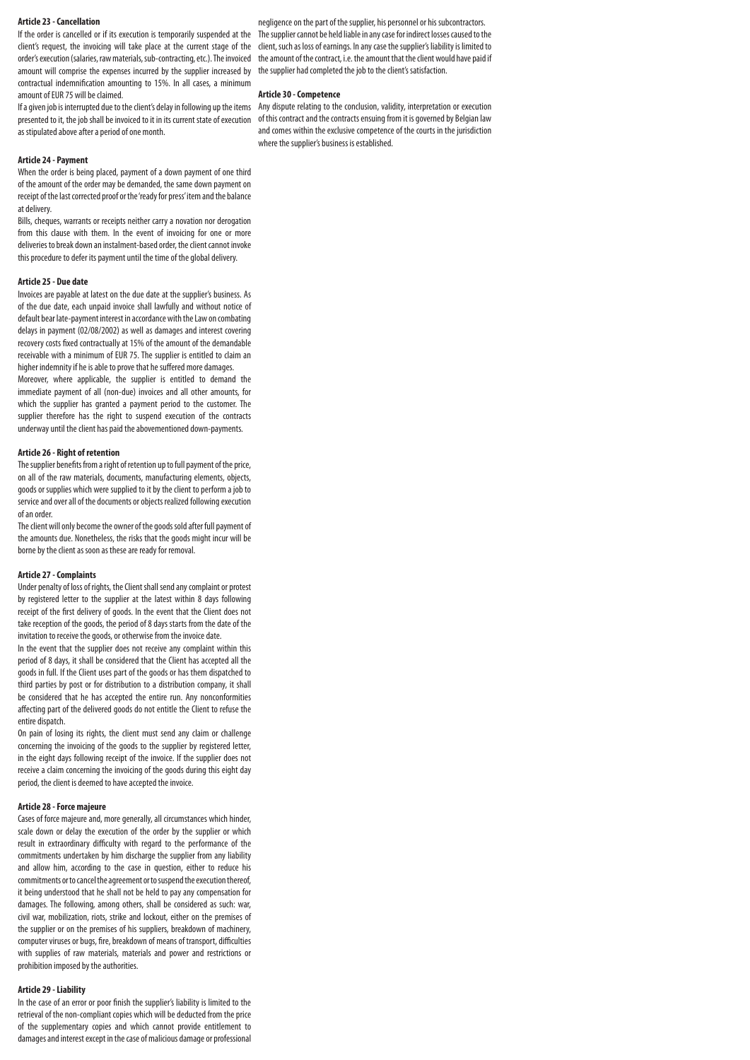#### Article 23 - Cancellation

If the order is cancelled or if its execution is temporarily suspended at the client's request, the invoicing will take place at the current stage of the order's execution (salaries, raw materials, sub-contracting, etc.). The invoiced amount will comprise the expenses incurred by the supplier increased by contractual indemnification amounting to 15%. In all cases, a minimum amount of EUR 75 will be claimed.

If a given job is interrupted due to the client's delay in following up the items presented to it, the job shall be invoiced to it in its current state of execution as stipulated above after a period of one month.

#### Article 24 - Payment

When the order is being placed, payment of a down payment of one third of the amount of the order may be demanded, the same down payment on receipt of the last corrected proof or the 'ready for press' item and the balance at delivery.

Bills, cheques, warrants or receipts neither carry a novation nor derogation from this clause with them. In the event of invoicing for one or more deliveries to break down an instalment-based order, the client cannot invoke this procedure to defer its payment until the time of the global delivery.

#### Article 25 - Due date

Invoices are payable at latest on the due date at the supplier's business. As of the due date, each unpaid invoice shall lawfully and without notice of default bear late-payment interest in accordance with the Law on combating delays in payment (02/08/2002) as well as damages and interest covering recovery costs fixed contractually at 15% of the amount of the demandable receivable with a minimum of EUR 75. The supplier is entitled to claim an higher indemnity if he is able to prove that he suffered more damages.

Moreover, where applicable, the supplier is entitled to demand the immediate payment of all (non-due) invoices and all other amounts, for which the supplier has granted a payment period to the customer. The supplier therefore has the right to suspend execution of the contracts underway until the client has paid the abovementioned down-payments.

#### Article 26 - Right of retention

The supplier benefits from a right of retention up to full payment of the price, on all of the raw materials, documents, manufacturing elements, objects, goods or supplies which were supplied to it by the client to perform a job to service and over all of the documents or objects realized following execution of an order.

The client will only become the owner of the goods sold after full payment of the amounts due. Nonetheless, the risks that the goods might incur will be borne by the client as soon as these are ready for removal.

#### Article 27 - Complaints

Under penalty of loss of rights, the Client shall send any complaint or protest by registered letter to the supplier at the latest within 8 days following receipt of the first delivery of goods. In the event that the Client does not take reception of the goods, the period of 8 days starts from the date of the invitation to receive the goods, or otherwise from the invoice date.

In the event that the supplier does not receive any complaint within this period of 8 days, it shall be considered that the Client has accepted all the goods in full. If the Client uses part of the goods or has them dispatched to third parties by post or for distribution to a distribution company, it shall be considered that he has accepted the entire run. Any nonconformities affecting part of the delivered goods do not entitle the Client to refuse the entire dispatch.

On pain of losing its rights, the client must send any claim or challenge concerning the invoicing of the goods to the supplier by registered letter, in the eight days following receipt of the invoice. If the supplier does not receive a claim concerning the invoicing of the goods during this eight day period, the client is deemed to have accepted the invoice.

#### Article 28 - Force majeure

Cases of force majeure and, more generally, all circumstances which hinder, scale down or delay the execution of the order by the supplier or which result in extraordinary difficulty with regard to the performance of the commitments undertaken by him discharge the supplier from any liability and allow him, according to the case in question, either to reduce his commitments or to cancel the agreement or to suspend the execution thereof, it being understood that he shall not be held to pay any compensation for damages. The following, among others, shall be considered as such: war, civil war, mobilization, riots, strike and lockout, either on the premises of the supplier or on the premises of his suppliers, breakdown of machinery, computer viruses or bugs, fire, breakdown of means of transport, difficulties with supplies of raw materials, materials and power and restrictions or prohibition imposed by the authorities.

#### Article 29 - Liability

In the case of an error or poor finish the supplier's liability is limited to the retrieval of the non-compliant copies which will be deducted from the price of the supplementary copies and which cannot provide entitlement to damages and interest except in the case of malicious damage or professional negligence on the part of the supplier, his personnel or his subcontractors. The supplier cannot be held liable in any case for indirect losses caused to the client, such as loss of earnings. In any case the supplier's liability is limited to the amount of the contract, i.e. the amount that the client would have paid if the supplier had completed the job to the client's satisfaction.

#### Article 30 - Competence

Any dispute relating to the conclusion, validity, interpretation or execution of this contract and the contracts ensuing from it is governed by Belgian law and comes within the exclusive competence of the courts in the jurisdiction where the supplier's business is established.